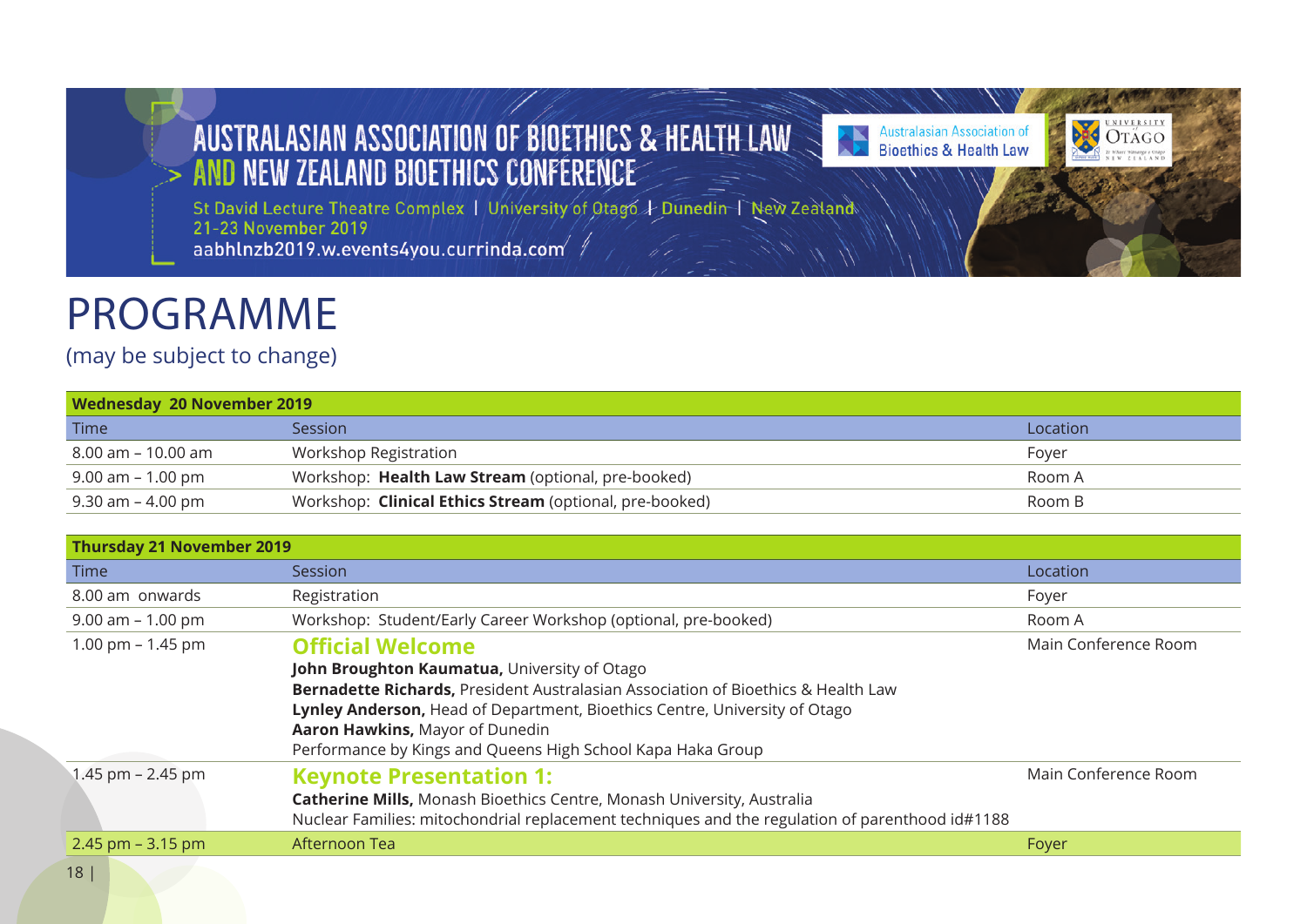# AUSTRALASIAN ASSOCIATION OF BIOETHICS & HEALTH LAW AND NEW ZEALAND BIOETHICS CONFERENCE

St David Lecture Theatre Complex | University of Otago | Dunedin | New Zealand
21-23 November 2019
aabhlnzb2019.w.events4you.currinda.com

Australasian Association of Bioethics & Health Law

University of Otago

# PROGRAMME

(may be subject to change)

| **Wednesday 20 November 2019** | | |
|---|---|---|
| Time | Session | Location |
| 8.00 am – 10.00 am | Workshop Registration | Foyer |
| 9.00 am – 1.00 pm | Workshop: **Health Law Stream** (optional, pre-booked) | Room A |
| 9.30 am – 4.00 pm | Workshop: **Clinical Ethics Stream** (optional, pre-booked) | Room B |

| **Thursday 21 November 2019** | | |
|---|---|---|
| Time | Session | Location |
| 8.00 am onwards | Registration | Foyer |
| 9.00 am – 1.00 pm | Workshop: Student/Early Career Workshop (optional, pre-booked) | Room A |
| 1.00 pm – 1.45 pm | **Official Welcome**<br>**John Broughton Kaumatua,** University of Otago<br>**Bernadette Richards,** President Australasian Association of Bioethics & Health Law<br>**Lynley Anderson,** Head of Department, Bioethics Centre, University of Otago<br>**Aaron Hawkins,** Mayor of Dunedin<br>Performance by Kings and Queens High School Kapa Haka Group | Main Conference Room |
| 1.45 pm – 2.45 pm | **Keynote Presentation 1:**<br>**Catherine Mills,** Monash Bioethics Centre, Monash University, Australia<br>Nuclear Families: mitochondrial replacement techniques and the regulation of parenthood id#1188 | Main Conference Room |
| 2.45 pm – 3.15 pm | Afternoon Tea | Foyer |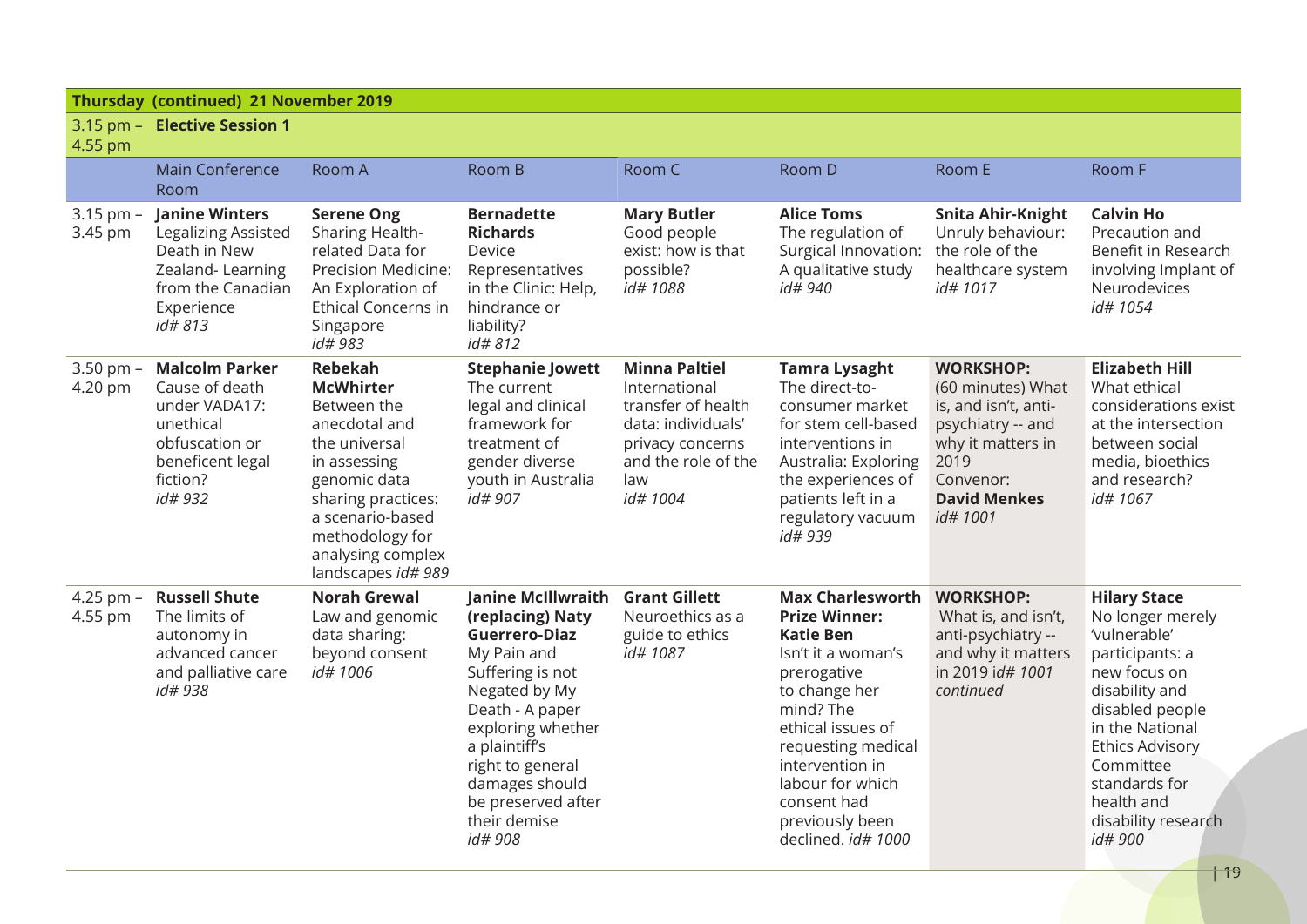## Thursday (continued) 21 November 2019

### 3.15 pm – 4.55 pm Elective Session 1

| | Main Conference Room | Room A | Room B | Room C | Room D | Room E | Room F |
|---|---|---|---|---|---|---|---|
| 3.15 pm – 3.45 pm | **Janine Winters** Legalizing Assisted Death in New Zealand- Learning from the Canadian Experience *id# 813* | **Serene Ong** Sharing Health-related Data for Precision Medicine: An Exploration of Ethical Concerns in Singapore *id# 983* | **Bernadette Richards** Device Representatives in the Clinic: Help, hindrance or liability? *id# 812* | **Mary Butler** Good people exist: how is that possible? *id# 1088* | **Alice Toms** The regulation of Surgical Innovation: A qualitative study *id# 940* | **Snita Ahir-Knight** Unruly behaviour: the role of the healthcare system *id# 1017* | **Calvin Ho** Precaution and Benefit in Research involving Implant of Neurodevices *id# 1054* |
| 3.50 pm – 4.20 pm | **Malcolm Parker** Cause of death under VADA17: unethical obfuscation or beneficent legal fiction? *id# 932* | **Rebekah McWhirter** Between the anecdotal and the universal in assessing genomic data sharing practices: a scenario-based methodology for analysing complex landscapes *id# 989* | **Stephanie Jowett** The current legal and clinical framework for treatment of gender diverse youth in Australia *id# 907* | **Minna Paltiel** International transfer of health data: individuals' privacy concerns and the role of the law *id# 1004* | **Tamra Lysaght** The direct-to-consumer market for stem cell-based interventions in Australia: Exploring the experiences of patients left in a regulatory vacuum *id# 939* | **WORKSHOP:** (60 minutes) What is, and isn't, anti-psychiatry -- and why it matters in 2019 Convenor: **David Menkes** *id# 1001* | **Elizabeth Hill** What ethical considerations exist at the intersection between social media, bioethics and research? *id# 1067* |
| 4.25 pm – 4.55 pm | **Russell Shute** The limits of autonomy in advanced cancer and palliative care *id# 938* | **Norah Grewal** Law and genomic data sharing: beyond consent *id# 1006* | **Janine McIllwraith (replacing) Naty Guerrero-Diaz** My Pain and Suffering is not Negated by My Death - A paper exploring whether a plaintiff's right to general damages should be preserved after their demise *id# 908* | **Grant Gillett** Neuroethics as a guide to ethics *id# 1087* | **Max Charlesworth Prize Winner: Katie Ben** Isn't it a woman's prerogative to change her mind? The ethical issues of requesting medical intervention in labour for which consent had previously been declined. *id# 1000* | **WORKSHOP:** What is, and isn't, anti-psychiatry -- and why it matters in 2019 *id# 1001 continued* | **Hilary Stace** No longer merely 'vulnerable' participants: a new focus on disability and disabled people in the National Ethics Advisory Committee standards for health and disability research *id# 900* |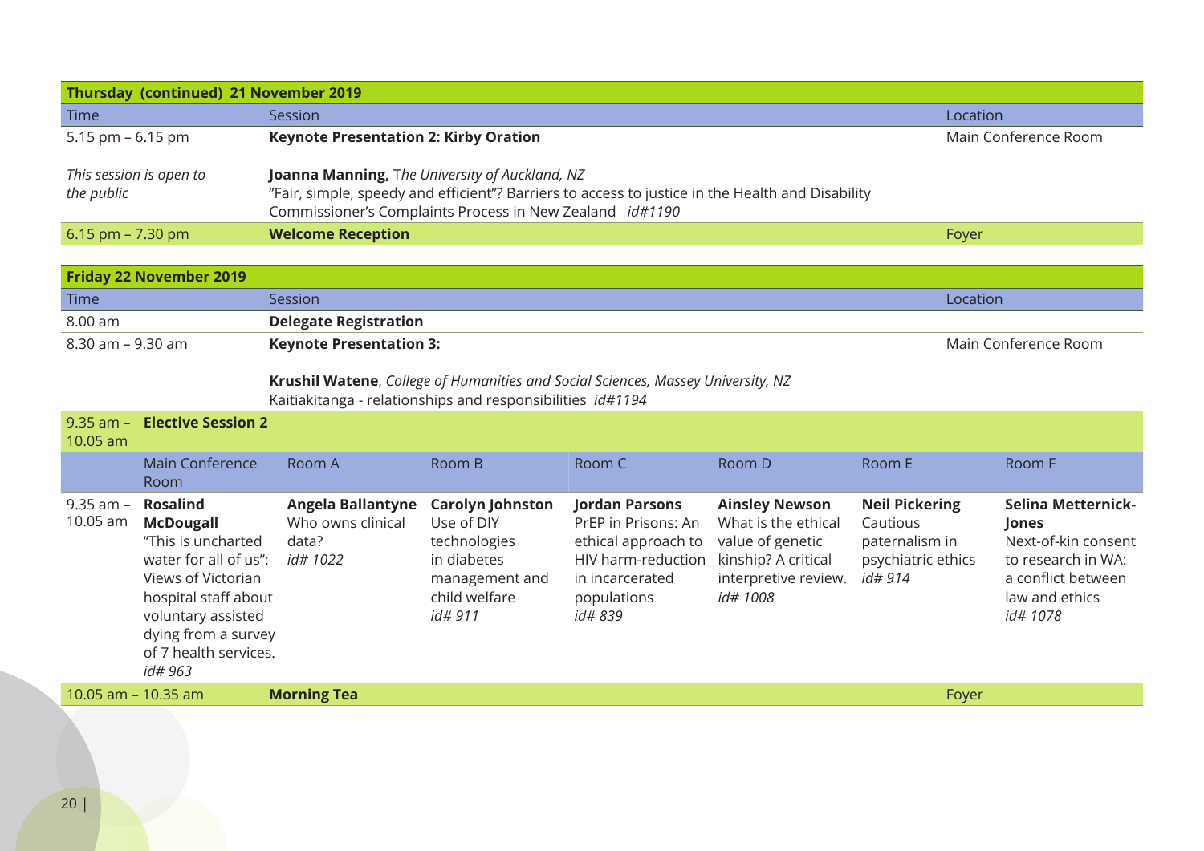## Thursday (continued) 21 November 2019

| Time | Session | Location |
|---|---|---|
| 5.15 pm – 6.15 pm | **Keynote Presentation 2: Kirby Oration** | Main Conference Room |
| *This session is open to the public* | **Joanna Manning,** *The University of Auckland, NZ*<br>"Fair, simple, speedy and efficient"? Barriers to access to justice in the Health and Disability Commissioner's Complaints Process in New Zealand *id#1190* | |
| 6.15 pm – 7.30 pm | **Welcome Reception** | Foyer |

## Friday 22 November 2019

| Time | Session | Location |
|---|---|---|
| 8.00 am | **Delegate Registration** | |
| 8.30 am – 9.30 am | **Keynote Presentation 3:**<br>**Krushil Watene**, *College of Humanities and Social Sciences, Massey University, NZ*<br>Kaitiakitanga - relationships and responsibilities *id#1194* | Main Conference Room |

**9.35 am – 10.05 am Elective Session 2**

| | Main Conference Room | Room A | Room B | Room C | Room D | Room E | Room F |
|---|---|---|---|---|---|---|---|
| 9.35 am – 10.05 am | **Rosalind McDougall**<br>"This is uncharted water for all of us": Views of Victorian hospital staff about voluntary assisted dying from a survey of 7 health services.<br>*id# 963* | **Angela Ballantyne**<br>Who owns clinical data?<br>*id# 1022* | **Carolyn Johnston**<br>Use of DIY technologies in diabetes management and child welfare<br>*id# 911* | **Jordan Parsons**<br>PrEP in Prisons: An ethical approach to HIV harm-reduction in incarcerated populations<br>*id# 839* | **Ainsley Newson**<br>What is the ethical value of genetic kinship? A critical interpretive review.<br>*id# 1008* | **Neil Pickering**<br>Cautious paternalism in psychiatric ethics<br>*id# 914* | **Selina Metternick-Jones**<br>Next-of-kin consent to research in WA: a conflict between law and ethics<br>*id# 1078* |

| Time | Session | Location |
|---|---|---|
| 10.05 am – 10.35 am | **Morning Tea** | Foyer |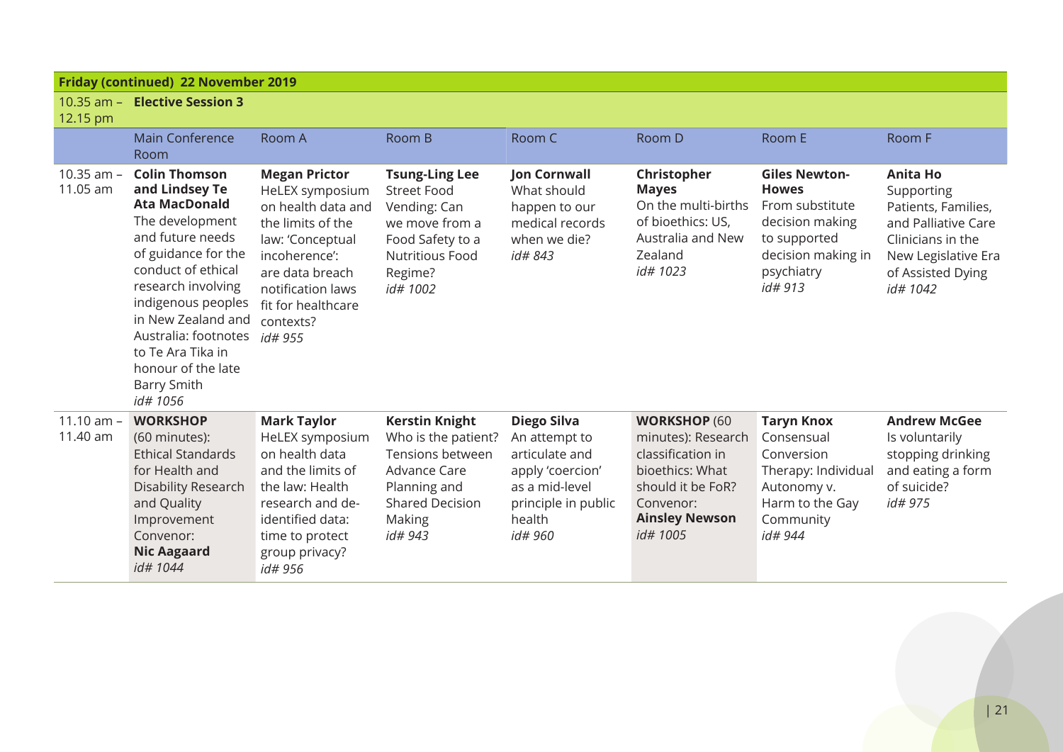**Friday (continued) 22 November 2019**

10.35 am – 12.15 pm **Elective Session 3**

| | Main Conference Room | Room A | Room B | Room C | Room D | Room E | Room F |
|---|---|---|---|---|---|---|---|
| 10.35 am – 11.05 am | **Colin Thomson and Lindsey Te Ata MacDonald** The development and future needs of guidance for the conduct of ethical research involving indigenous peoples in New Zealand and Australia: footnotes to Te Ara Tika in honour of the late Barry Smith *id# 1056* | **Megan Prictor** HeLEX symposium on health data and the limits of the law: 'Conceptual incoherence': are data breach notification laws fit for healthcare contexts? *id# 955* | **Tsung-Ling Lee** Street Food Vending: Can we move from a Food Safety to a Nutritious Food Regime? *id# 1002* | **Jon Cornwall** What should happen to our medical records when we die? *id# 843* | **Christopher Mayes** On the multi-births of bioethics: US, Australia and New Zealand *id# 1023* | **Giles Newton-Howes** From substitute decision making to supported decision making in psychiatry *id# 913* | **Anita Ho** Supporting Patients, Families, and Palliative Care Clinicians in the New Legislative Era of Assisted Dying *id# 1042* |
| 11.10 am – 11.40 am | **WORKSHOP** (60 minutes): Ethical Standards for Health and Disability Research and Quality Improvement Convenor: **Nic Aagaard** *id# 1044* | **Mark Taylor** HeLEX symposium on health data and the limits of the law: Health research and de-identified data: time to protect group privacy? *id# 956* | **Kerstin Knight** Who is the patient? Tensions between Advance Care Planning and Shared Decision Making *id# 943* | **Diego Silva** An attempt to articulate and apply 'coercion' as a mid-level principle in public health *id# 960* | **WORKSHOP** (60 minutes): Research classification in bioethics: What should it be FoR? Convenor: **Ainsley Newson** *id# 1005* | **Taryn Knox** Consensual Conversion Therapy: Individual Autonomy v. Harm to the Gay Community *id# 944* | **Andrew McGee** Is voluntarily stopping drinking and eating a form of suicide? *id# 975* |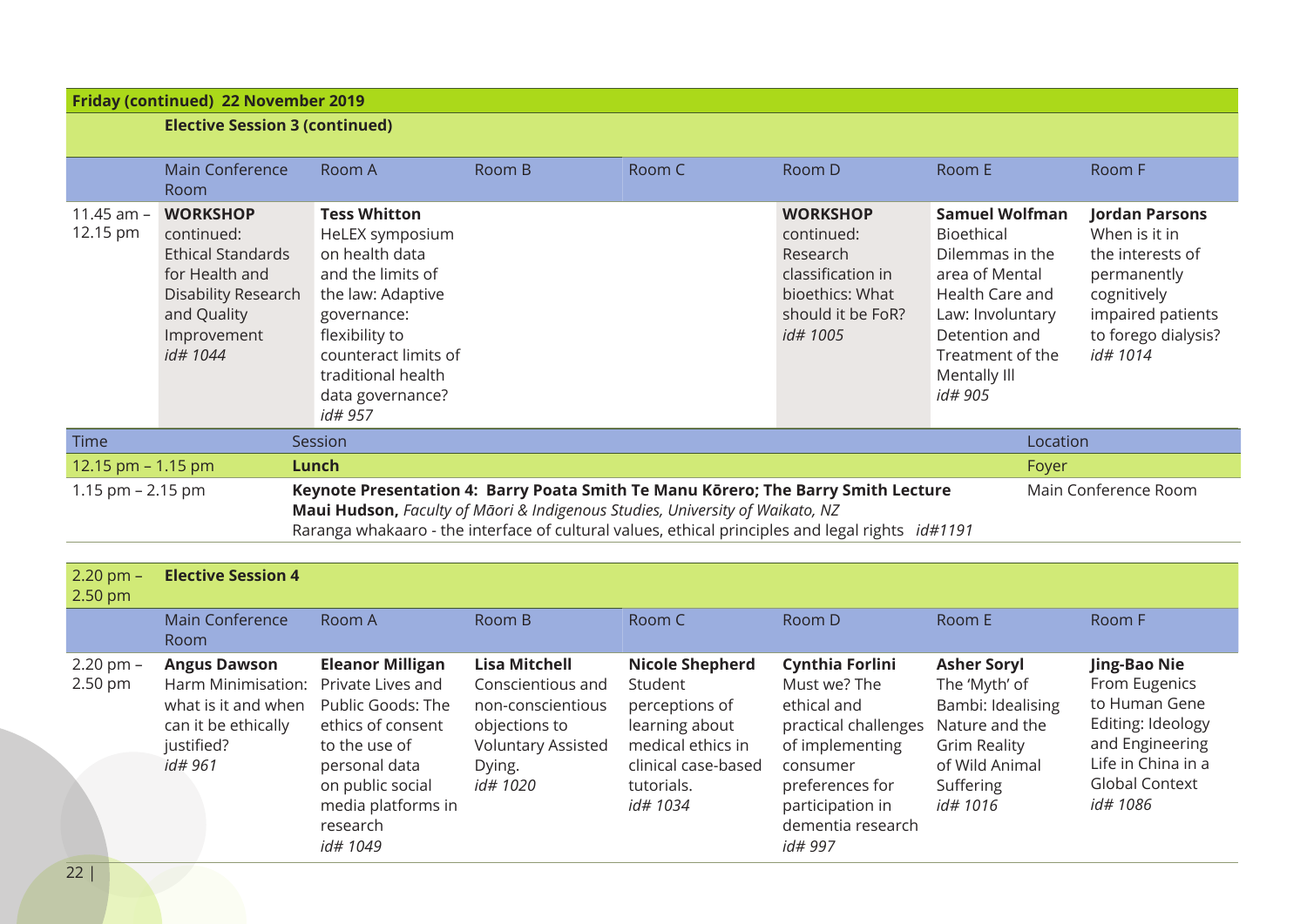## Friday (continued) 22 November 2019

### Elective Session 3 (continued)

| | Main Conference Room | Room A | Room B | Room C | Room D | Room E | Room F |
|---|---|---|---|---|---|---|---|
| 11.45 am – 12.15 pm | **WORKSHOP** continued: Ethical Standards for Health and Disability Research and Quality Improvement *id# 1044* | **Tess Whitton** HeLEX symposium on health data and the limits of the law: Adaptive governance: flexibility to counteract limits of traditional health data governance? *id# 957* | | | **WORKSHOP** continued: Research classification in bioethics: What should it be FoR? *id# 1005* | **Samuel Wolfman** Bioethical Dilemmas in the area of Mental Health Care and Law: Involuntary Detention and Treatment of the Mentally Ill *id# 905* | **Jordan Parsons** When is it in the interests of permanently cognitively impaired patients to forego dialysis? *id# 1014* |

| Time | Session | Location |
|---|---|---|
| 12.15 pm – 1.15 pm | **Lunch** | Foyer |
| 1.15 pm – 2.15 pm | **Keynote Presentation 4: Barry Poata Smith Te Manu Kōrero; The Barry Smith Lecture** **Maui Hudson,** *Faculty of Māori & Indigenous Studies, University of Waikato, NZ* Raranga whakaaro - the interface of cultural values, ethical principles and legal rights *id#1191* | Main Conference Room |

### 2.20 pm – 2.50 pm Elective Session 4

| | Main Conference Room | Room A | Room B | Room C | Room D | Room E | Room F |
|---|---|---|---|---|---|---|---|
| 2.20 pm – 2.50 pm | **Angus Dawson** Harm Minimisation: what is it and when can it be ethically justified? *id# 961* | **Eleanor Milligan** Private Lives and Public Goods: The ethics of consent to the use of personal data on public social media platforms in research *id# 1049* | **Lisa Mitchell** Conscientious and non-conscientious objections to Voluntary Assisted Dying. *id# 1020* | **Nicole Shepherd** Student perceptions of learning about medical ethics in clinical case-based tutorials. *id# 1034* | **Cynthia Forlini** Must we? The ethical and practical challenges of implementing consumer preferences for participation in dementia research *id# 997* | **Asher Soryl** The 'Myth' of Bambi: Idealising Nature and the Grim Reality of Wild Animal Suffering *id# 1016* | **Jing-Bao Nie** From Eugenics to Human Gene Editing: Ideology and Engineering Life in China in a Global Context *id# 1086* |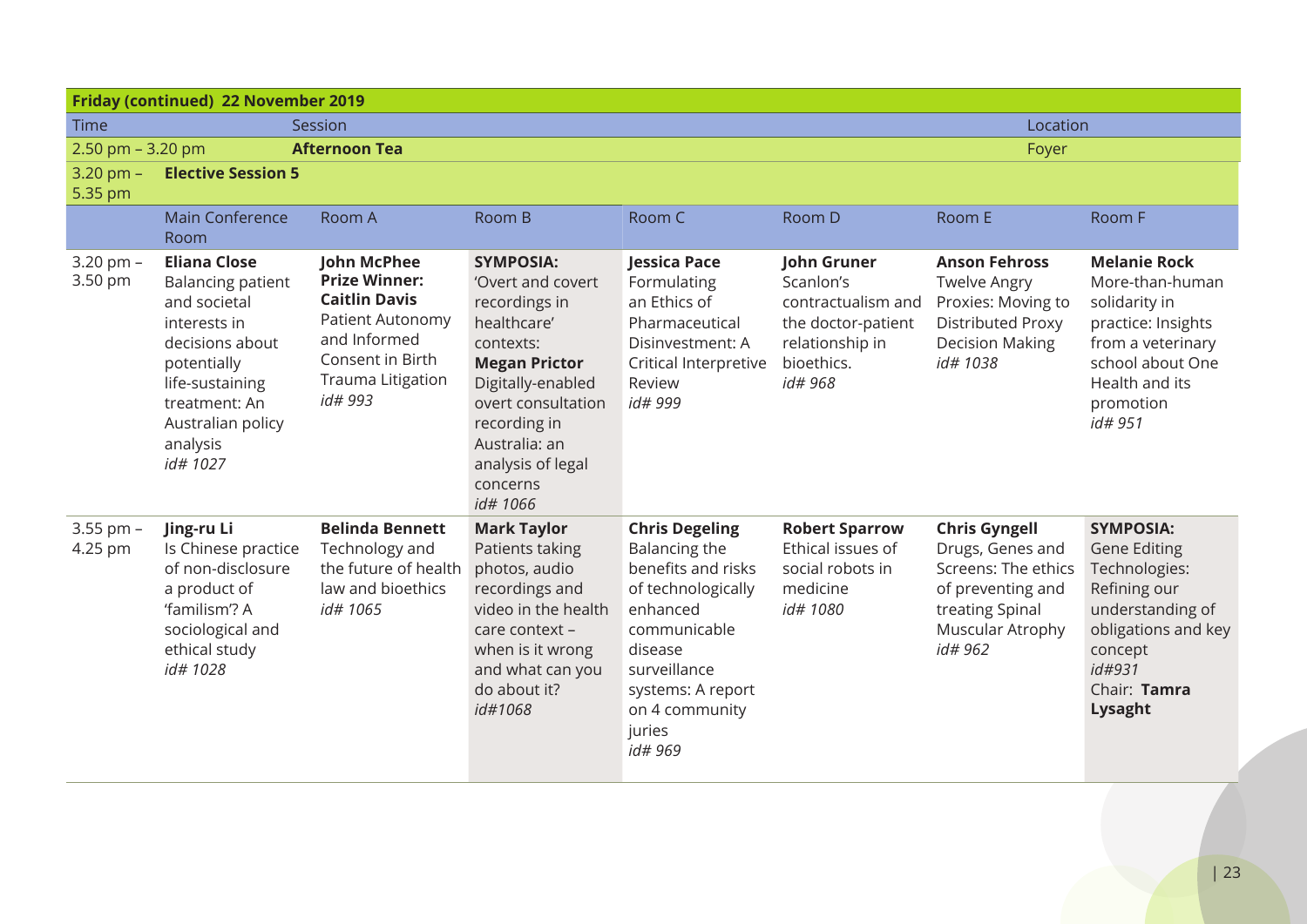| Friday (continued) 22 November 2019 | | | | | | | |
|---|---|---|---|---|---|---|---|
| Time | Session | | | | | Location | |
| 2.50 pm – 3.20 pm | **Afternoon Tea** | | | | | Foyer | |
| 3.20 pm – 5.35 pm | **Elective Session 5** | | | | | | |
| | Main Conference Room | Room A | Room B | Room C | Room D | Room E | Room F |
| 3.20 pm – 3.50 pm | **Eliana Close** Balancing patient and societal interests in decisions about potentially life-sustaining treatment: An Australian policy analysis *id# 1027* | **John McPhee Prize Winner: Caitlin Davis** Patient Autonomy and Informed Consent in Birth Trauma Litigation *id# 993* | **SYMPOSIA:** 'Overt and covert recordings in healthcare' contexts: **Megan Prictor** Digitally-enabled overt consultation recording in Australia: an analysis of legal concerns *id# 1066* | **Jessica Pace** Formulating an Ethics of Pharmaceutical Disinvestment: A Critical Interpretive Review *id# 999* | **John Gruner** Scanlon's contractualism and the doctor-patient relationship in bioethics. *id# 968* | **Anson Fehross** Twelve Angry Proxies: Moving to Distributed Proxy Decision Making *id# 1038* | **Melanie Rock** More-than-human solidarity in practice: Insights from a veterinary school about One Health and its promotion *id# 951* |
| 3.55 pm – 4.25 pm | **Jing-ru Li** Is Chinese practice of non-disclosure a product of 'familism'? A sociological and ethical study *id# 1028* | **Belinda Bennett** Technology and the future of health law and bioethics *id# 1065* | **Mark Taylor** Patients taking photos, audio recordings and video in the health care context – when is it wrong and what can you do about it? *id#1068* | **Chris Degeling** Balancing the benefits and risks of technologically enhanced communicable disease surveillance systems: A report on 4 community juries *id# 969* | **Robert Sparrow** Ethical issues of social robots in medicine *id# 1080* | **Chris Gyngell** Drugs, Genes and Screens: The ethics of preventing and treating Spinal Muscular Atrophy *id# 962* | **SYMPOSIA:** Gene Editing Technologies: Refining our understanding of obligations and key concept *id#931* Chair: **Tamra Lysaght** |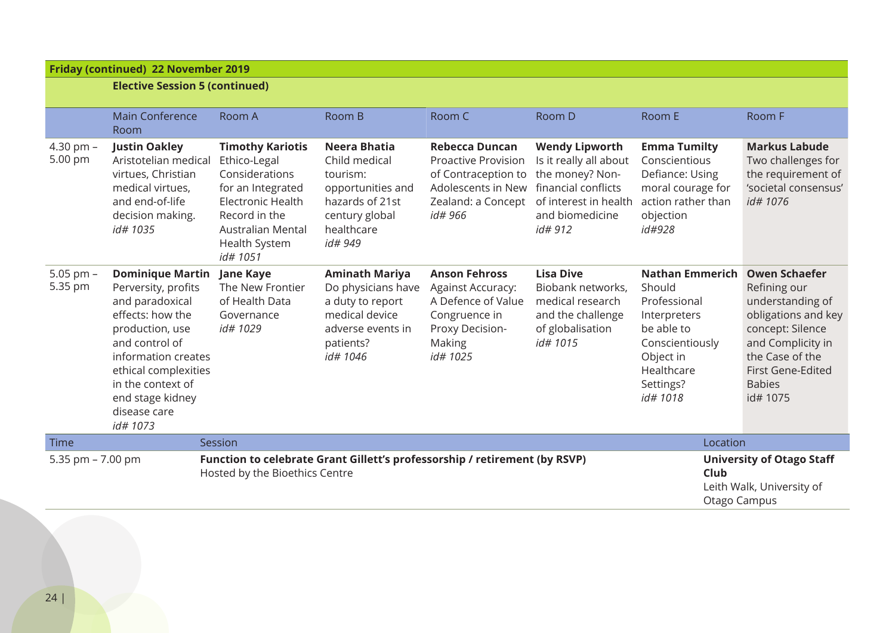## Friday (continued) 22 November 2019

### Elective Session 5 (continued)

| | Main Conference Room | Room A | Room B | Room C | Room D | Room E | Room F |
|---|---|---|---|---|---|---|---|
| 4.30 pm – 5.00 pm | **Justin Oakley** Aristotelian medical virtues, Christian medical virtues, and end-of-life decision making. *id# 1035* | **Timothy Kariotis** Ethico-Legal Considerations for an Integrated Electronic Health Record in the Australian Mental Health System *id# 1051* | **Neera Bhatia** Child medical tourism: opportunities and hazards of 21st century global healthcare *id# 949* | **Rebecca Duncan** Proactive Provision of Contraception to Adolescents in New Zealand: a Concept *id# 966* | **Wendy Lipworth** Is it really all about the money? Non-financial conflicts of interest in health and biomedicine *id# 912* | **Emma Tumilty** Conscientious Defiance: Using moral courage for action rather than objection *id#928* | **Markus Labude** Two challenges for the requirement of 'societal consensus' *id# 1076* |
| 5.05 pm – 5.35 pm | **Dominique Martin** Perversity, profits and paradoxical effects: how the production, use and control of information creates ethical complexities in the context of end stage kidney disease care *id# 1073* | **Jane Kaye** The New Frontier of Health Data Governance *id# 1029* | **Aminath Mariya** Do physicians have a duty to report medical device adverse events in patients? *id# 1046* | **Anson Fehross** Against Accuracy: A Defence of Value Congruence in Proxy Decision-Making *id# 1025* | **Lisa Dive** Biobank networks, medical research and the challenge of globalisation *id# 1015* | **Nathan Emmerich** Should Professional Interpreters be able to Conscientiously Object in Healthcare Settings? *id# 1018* | **Owen Schaefer** Refining our understanding of obligations and key concept: Silence and Complicity in the Case of the First Gene-Edited Babies id# 1075 |

| Time | Session | Location |
|---|---|---|
| 5.35 pm – 7.00 pm | **Function to celebrate Grant Gillett's professorship / retirement (by RSVP)** Hosted by the Bioethics Centre | **University of Otago Staff Club** Leith Walk, University of Otago Campus |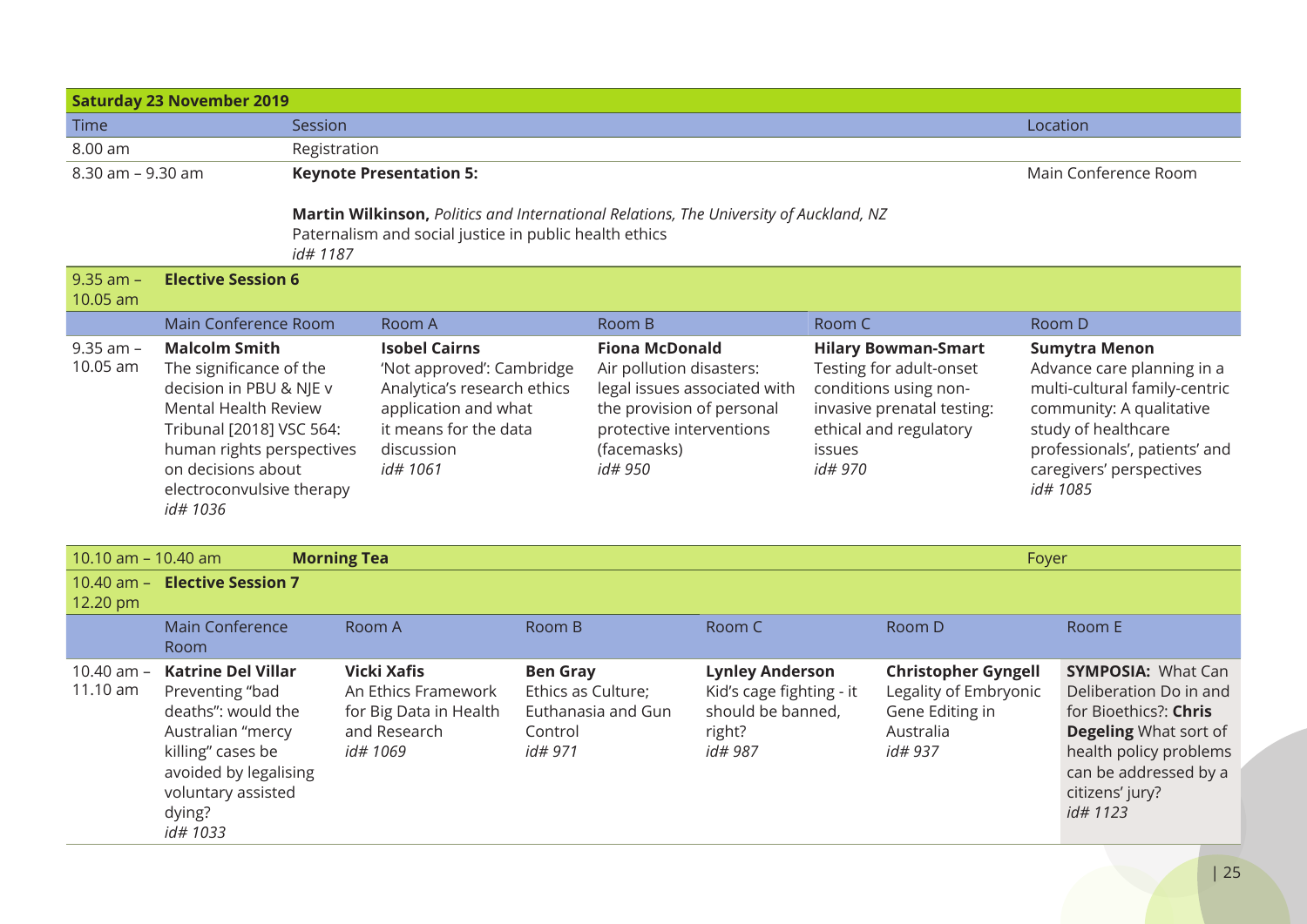## Saturday 23 November 2019

| Time | Session | Location |
|---|---|---|
| 8.00 am | Registration | |
| 8.30 am – 9.30 am | **Keynote Presentation 5:**<br><br>**Martin Wilkinson,** *Politics and International Relations, The University of Auckland, NZ*<br>Paternalism and social justice in public health ethics<br>*id# 1187* | Main Conference Room |

**9.35 am – 10.05 am — Elective Session 6**

| | Main Conference Room | Room A | Room B | Room C | Room D |
|---|---|---|---|---|---|
| 9.35 am – 10.05 am | **Malcolm Smith**<br>The significance of the decision in PBU & NJE v Mental Health Review Tribunal [2018] VSC 564: human rights perspectives on decisions about electroconvulsive therapy<br>*id# 1036* | **Isobel Cairns**<br>'Not approved': Cambridge Analytica's research ethics application and what it means for the data discussion<br>*id# 1061* | **Fiona McDonald**<br>Air pollution disasters: legal issues associated with the provision of personal protective interventions (facemasks)<br>*id# 950* | **Hilary Bowman-Smart**<br>Testing for adult-onset conditions using non-invasive prenatal testing: ethical and regulatory issues<br>*id# 970* | **Sumytra Menon**<br>Advance care planning in a multi-cultural family-centric community: A qualitative study of healthcare professionals', patients' and caregivers' perspectives<br>*id# 1085* |

| Time | Session | Location |
|---|---|---|
| 10.10 am – 10.40 am | **Morning Tea** | Foyer |

**10.40 am – 12.20 pm — Elective Session 7**

| | Main Conference Room | Room A | Room B | Room C | Room D | Room E |
|---|---|---|---|---|---|---|
| 10.40 am – 11.10 am | **Katrine Del Villar**<br>Preventing "bad deaths": would the Australian "mercy killing" cases be avoided by legalising voluntary assisted dying?<br>*id# 1033* | **Vicki Xafis**<br>An Ethics Framework for Big Data in Health and Research<br>*id# 1069* | **Ben Gray**<br>Ethics as Culture; Euthanasia and Gun Control<br>*id# 971* | **Lynley Anderson**<br>Kid's cage fighting - it should be banned, right?<br>*id# 987* | **Christopher Gyngell**<br>Legality of Embryonic Gene Editing in Australia<br>*id# 937* | **SYMPOSIA:** What Can Deliberation Do in and for Bioethics?: **Chris Degeling** What sort of health policy problems can be addressed by a citizens' jury?<br>*id# 1123* |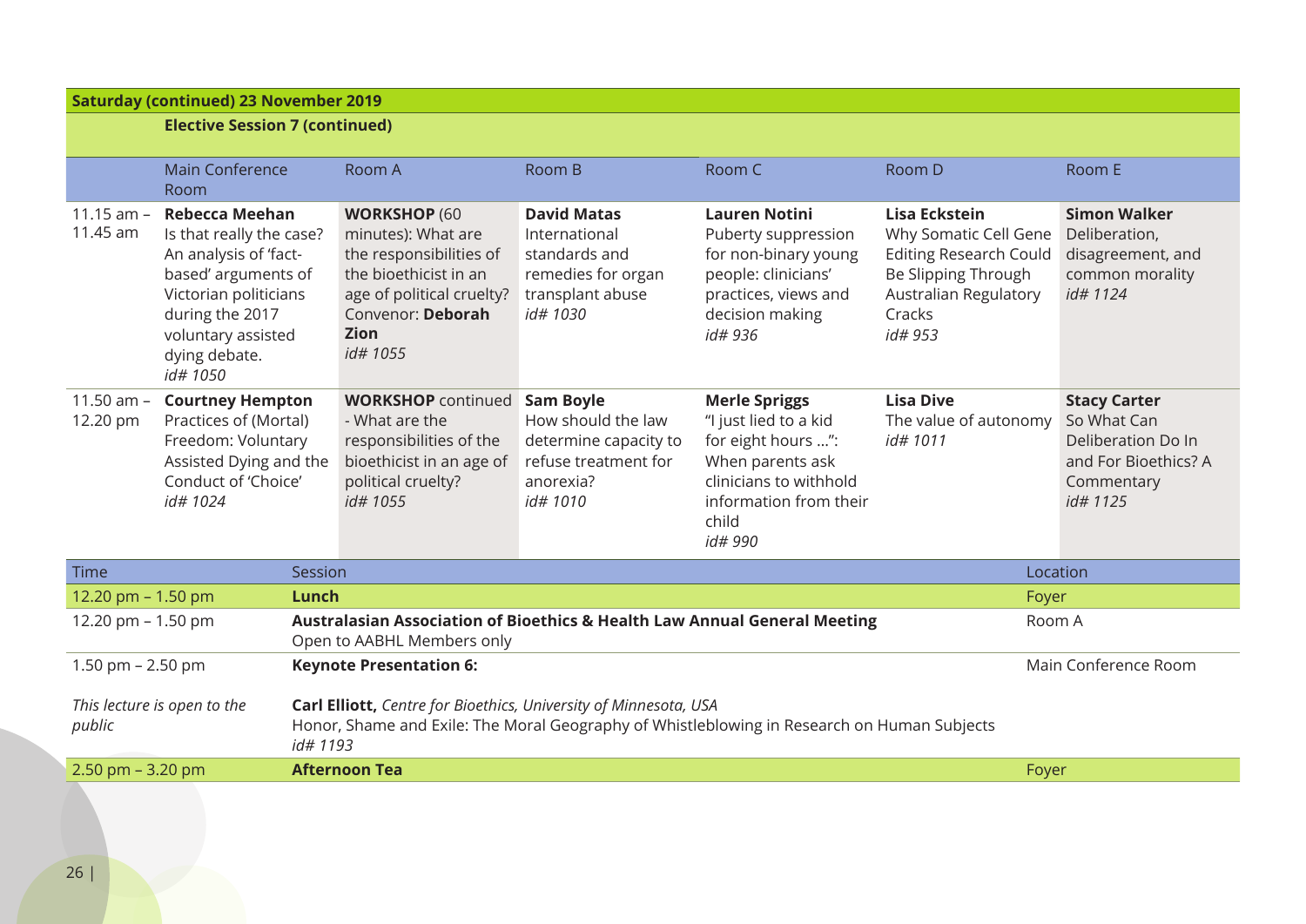## Saturday (continued) 23 November 2019

### Elective Session 7 (continued)

| | Main Conference Room | Room A | Room B | Room C | Room D | Room E |
|---|---|---|---|---|---|---|
| 11.15 am – 11.45 am | **Rebecca Meehan** Is that really the case? An analysis of 'fact-based' arguments of Victorian politicians during the 2017 voluntary assisted dying debate. *id# 1050* | **WORKSHOP** (60 minutes): What are the responsibilities of the bioethicist in an age of political cruelty? Convenor: **Deborah Zion** *id# 1055* | **David Matas** International standards and remedies for organ transplant abuse *id# 1030* | **Lauren Notini** Puberty suppression for non-binary young people: clinicians' practices, views and decision making *id# 936* | **Lisa Eckstein** Why Somatic Cell Gene Editing Research Could Be Slipping Through Australian Regulatory Cracks *id# 953* | **Simon Walker** Deliberation, disagreement, and common morality *id# 1124* |
| 11.50 am – 12.20 pm | **Courtney Hempton** Practices of (Mortal) Freedom: Voluntary Assisted Dying and the Conduct of 'Choice' *id# 1024* | **WORKSHOP** continued - What are the responsibilities of the bioethicist in an age of political cruelty? *id# 1055* | **Sam Boyle** How should the law determine capacity to refuse treatment for anorexia? *id# 1010* | **Merle Spriggs** "I just lied to a kid for eight hours …": When parents ask clinicians to withhold information from their child *id# 990* | **Lisa Dive** The value of autonomy *id# 1011* | **Stacy Carter** So What Can Deliberation Do In and For Bioethics? A Commentary *id# 1125* |

| Time | Session | Location |
|---|---|---|
| 12.20 pm – 1.50 pm | **Lunch** | Foyer |
| 12.20 pm – 1.50 pm | **Australasian Association of Bioethics & Health Law Annual General Meeting** Open to AABHL Members only | Room A |
| 1.50 pm – 2.50 pm *This lecture is open to the public* | **Keynote Presentation 6:** **Carl Elliott,** *Centre for Bioethics, University of Minnesota, USA* Honor, Shame and Exile: The Moral Geography of Whistleblowing in Research on Human Subjects *id# 1193* | Main Conference Room |
| 2.50 pm – 3.20 pm | **Afternoon Tea** | Foyer |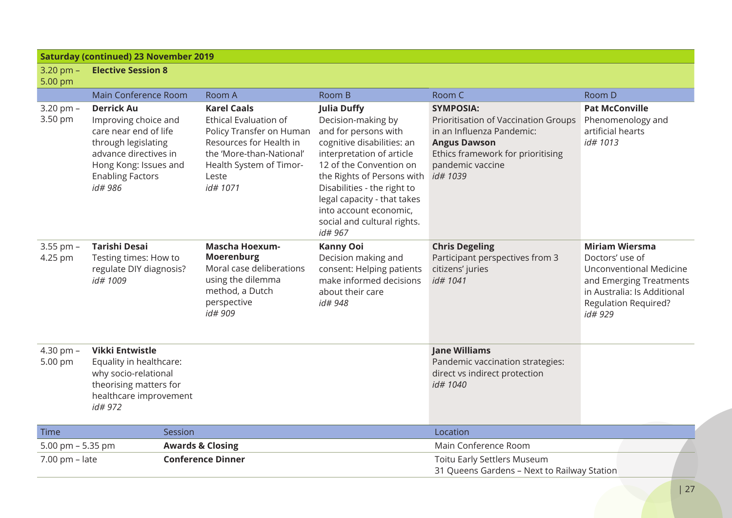## Saturday (continued) 23 November 2019

**3.20 pm – 5.00 pm — Elective Session 8**

| | Main Conference Room | Room A | Room B | Room C | Room D |
|---|---|---|---|---|---|
| 3.20 pm – 3.50 pm | **Derrick Au** Improving choice and care near end of life through legislating advance directives in Hong Kong: Issues and Enabling Factors *id# 986* | **Karel Caals** Ethical Evaluation of Policy Transfer on Human Resources for Health in the 'More-than-National' Health System of Timor-Leste *id# 1071* | **Julia Duffy** Decision-making by and for persons with cognitive disabilities: an interpretation of article 12 of the Convention on the Rights of Persons with Disabilities - the right to legal capacity - that takes into account economic, social and cultural rights. *id# 967* | **SYMPOSIA:** Prioritisation of Vaccination Groups in an Influenza Pandemic: **Angus Dawson** Ethics framework for prioritising pandemic vaccine *id# 1039* | **Pat McConville** Phenomenology and artificial hearts *id# 1013* |
| 3.55 pm – 4.25 pm | **Tarishi Desai** Testing times: How to regulate DIY diagnosis? *id# 1009* | **Mascha Hoexum-Moerenburg** Moral case deliberations using the dilemma method, a Dutch perspective *id# 909* | **Kanny Ooi** Decision making and consent: Helping patients make informed decisions about their care *id# 948* | **Chris Degeling** Participant perspectives from 3 citizens' juries *id# 1041* | **Miriam Wiersma** Doctors' use of Unconventional Medicine and Emerging Treatments in Australia: Is Additional Regulation Required? *id# 929* |
| 4.30 pm – 5.00 pm | **Vikki Entwistle** Equality in healthcare: why socio-relational theorising matters for healthcare improvement *id# 972* | | | **Jane Williams** Pandemic vaccination strategies: direct vs indirect protection *id# 1040* | |

| Time | Session | Location |
|---|---|---|
| 5.00 pm – 5.35 pm | **Awards & Closing** | Main Conference Room |
| 7.00 pm – late | **Conference Dinner** | Toitu Early Settlers Museum<br>31 Queens Gardens – Next to Railway Station |